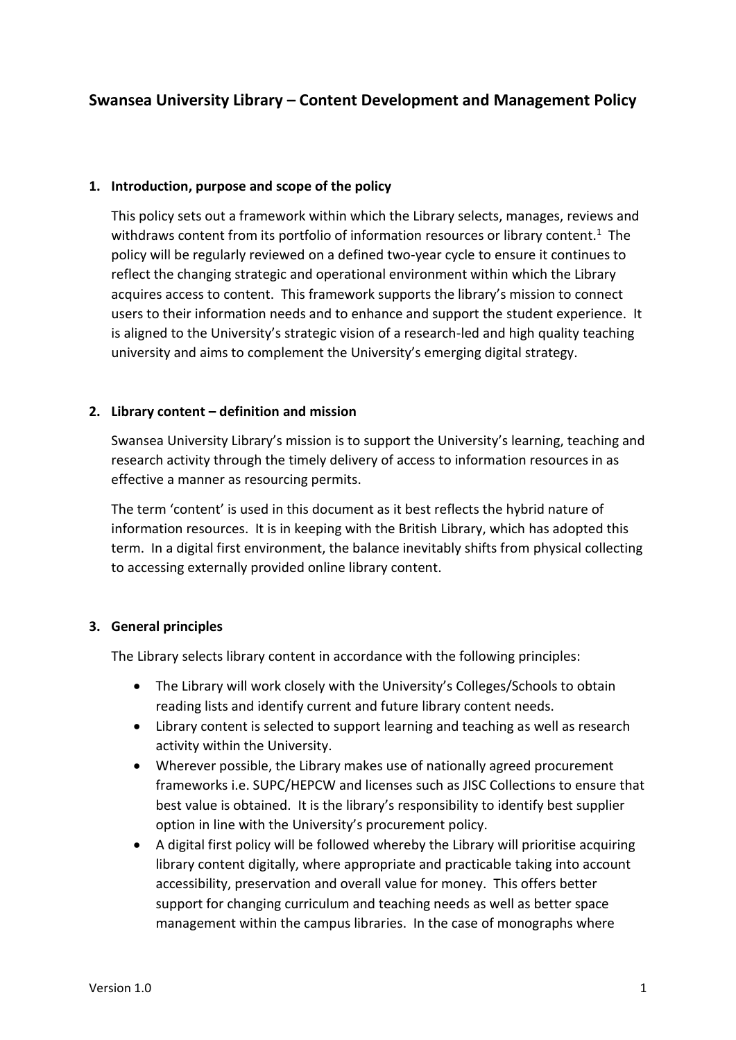# Swansea University Library – Content Development and Management Policy

## 1. Introduction, purpose and scope of the policy

This policy sets out a framework within which the Library selects, manages, reviews and withdraws content from its portfolio of information resources or library content.[1] The policy will be regularly reviewed on a defined two-year cycle to ensure it continues to reflect the changing strategic and operational environment within which the Library acquires access to content. This framework supports the library's mission to connect users to their information needs and to enhance and support the student experience. It is aligned to the University's strategic vision of a research-led and high quality teaching university and aims to complement the University's emerging digital strategy.

## 2. Library content – definition and mission

Swansea University Library's mission is to support the University's learning, teaching and research activity through the timely delivery of access to information resources in as effective a manner as resourcing permits.

The term 'content' is used in this document as it best reflects the hybrid nature of information resources. It is in keeping with the British Library, which has adopted this term. In a digital first environment, the balance inevitably shifts from physical collecting to accessing externally provided online library content.

## 3. General principles

The Library selects library content in accordance with the following principles:

- The Library will work closely with the University's Colleges/Schools to obtain reading lists and identify current and future library content needs.
- Library content is selected to support learning and teaching as well as research activity within the University.
- Wherever possible, the Library makes use of nationally agreed procurement frameworks i.e. SUPC/HEPCW and licenses such as JISC Collections to ensure that best value is obtained. It is the library's responsibility to identify best supplier option in line with the University's procurement policy.
- A digital first policy will be followed whereby the Library will prioritise acquiring library content digitally, where appropriate and practicable taking into account accessibility, preservation and overall value for money. This offers better support for changing curriculum and teaching needs as well as better space management within the campus libraries. In the case of monographs where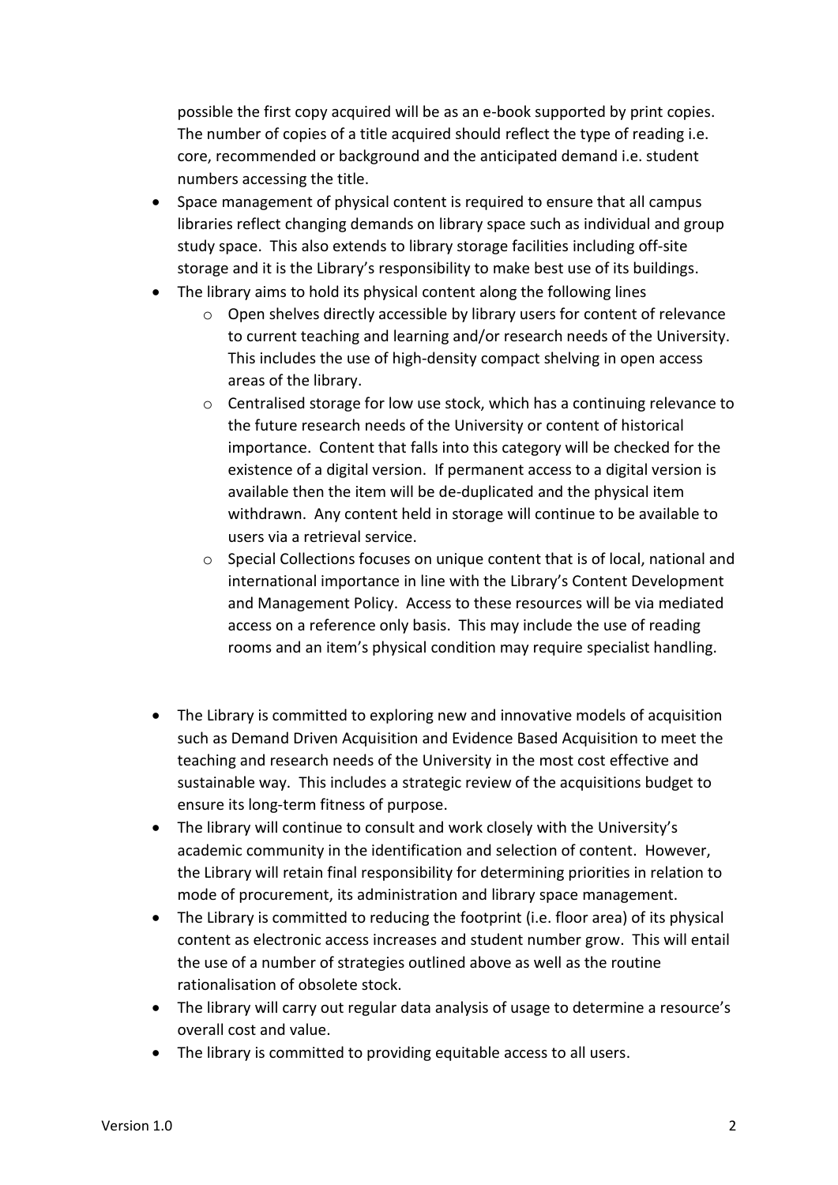possible the first copy acquired will be as an e-book supported by print copies. The number of copies of a title acquired should reflect the type of reading i.e. core, recommended or background and the anticipated demand i.e. student numbers accessing the title.

- Space management of physical content is required to ensure that all campus libraries reflect changing demands on library space such as individual and group study space. This also extends to library storage facilities including off-site storage and it is the Library's responsibility to make best use of its buildings.
- The library aims to hold its physical content along the following lines
  - Open shelves directly accessible by library users for content of relevance to current teaching and learning and/or research needs of the University. This includes the use of high-density compact shelving in open access areas of the library.
  - Centralised storage for low use stock, which has a continuing relevance to the future research needs of the University or content of historical importance. Content that falls into this category will be checked for the existence of a digital version. If permanent access to a digital version is available then the item will be de-duplicated and the physical item withdrawn. Any content held in storage will continue to be available to users via a retrieval service.
  - Special Collections focuses on unique content that is of local, national and international importance in line with the Library's Content Development and Management Policy. Access to these resources will be via mediated access on a reference only basis. This may include the use of reading rooms and an item's physical condition may require specialist handling.

- The Library is committed to exploring new and innovative models of acquisition such as Demand Driven Acquisition and Evidence Based Acquisition to meet the teaching and research needs of the University in the most cost effective and sustainable way. This includes a strategic review of the acquisitions budget to ensure its long-term fitness of purpose.
- The library will continue to consult and work closely with the University's academic community in the identification and selection of content. However, the Library will retain final responsibility for determining priorities in relation to mode of procurement, its administration and library space management.
- The Library is committed to reducing the footprint (i.e. floor area) of its physical content as electronic access increases and student number grow. This will entail the use of a number of strategies outlined above as well as the routine rationalisation of obsolete stock.
- The library will carry out regular data analysis of usage to determine a resource's overall cost and value.
- The library is committed to providing equitable access to all users.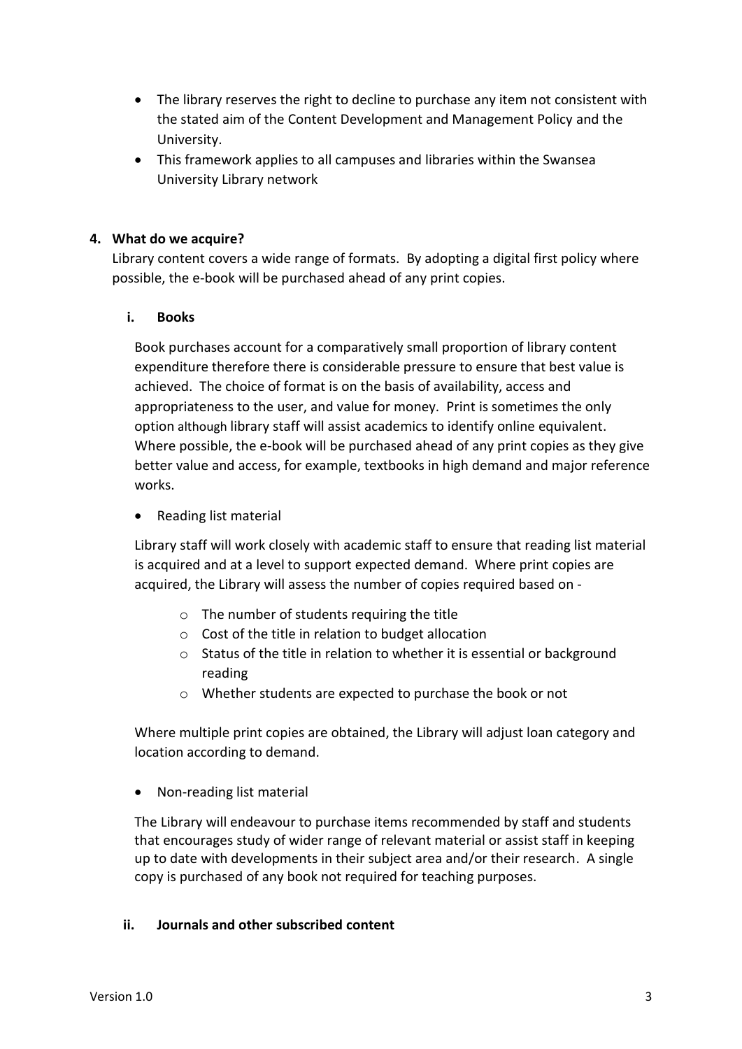- The library reserves the right to decline to purchase any item not consistent with the stated aim of the Content Development and Management Policy and the University.
- This framework applies to all campuses and libraries within the Swansea University Library network

## 4. What do we acquire?

Library content covers a wide range of formats. By adopting a digital first policy where possible, the e-book will be purchased ahead of any print copies.

### i. Books

Book purchases account for a comparatively small proportion of library content expenditure therefore there is considerable pressure to ensure that best value is achieved. The choice of format is on the basis of availability, access and appropriateness to the user, and value for money. Print is sometimes the only option although library staff will assist academics to identify online equivalent. Where possible, the e-book will be purchased ahead of any print copies as they give better value and access, for example, textbooks in high demand and major reference works.

- Reading list material

Library staff will work closely with academic staff to ensure that reading list material is acquired and at a level to support expected demand. Where print copies are acquired, the Library will assess the number of copies required based on -

  - The number of students requiring the title
  - Cost of the title in relation to budget allocation
  - Status of the title in relation to whether it is essential or background reading
  - Whether students are expected to purchase the book or not

Where multiple print copies are obtained, the Library will adjust loan category and location according to demand.

- Non-reading list material

The Library will endeavour to purchase items recommended by staff and students that encourages study of wider range of relevant material or assist staff in keeping up to date with developments in their subject area and/or their research. A single copy is purchased of any book not required for teaching purposes.

### ii. Journals and other subscribed content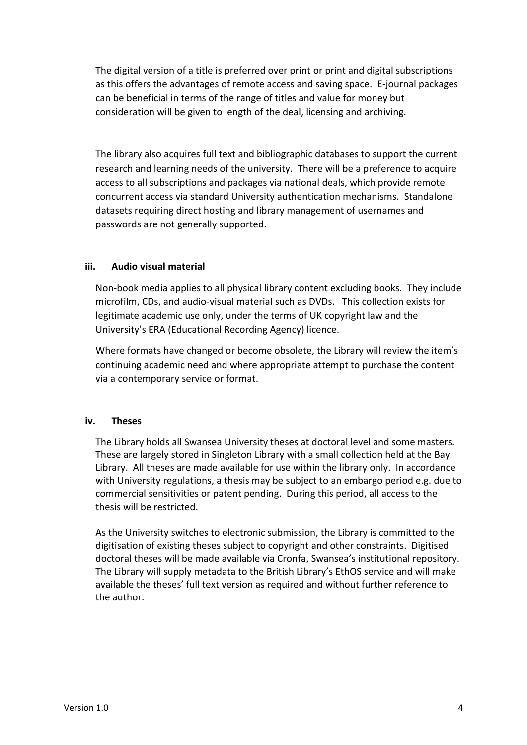The digital version of a title is preferred over print or print and digital subscriptions as this offers the advantages of remote access and saving space. E-journal packages can be beneficial in terms of the range of titles and value for money but consideration will be given to length of the deal, licensing and archiving.

The library also acquires full text and bibliographic databases to support the current research and learning needs of the university. There will be a preference to acquire access to all subscriptions and packages via national deals, which provide remote concurrent access via standard University authentication mechanisms. Standalone datasets requiring direct hosting and library management of usernames and passwords are not generally supported.

### iii. Audio visual material

Non-book media applies to all physical library content excluding books. They include microfilm, CDs, and audio-visual material such as DVDs. This collection exists for legitimate academic use only, under the terms of UK copyright law and the University's ERA (Educational Recording Agency) licence.

Where formats have changed or become obsolete, the Library will review the item's continuing academic need and where appropriate attempt to purchase the content via a contemporary service or format.

### iv. Theses

The Library holds all Swansea University theses at doctoral level and some masters. These are largely stored in Singleton Library with a small collection held at the Bay Library. All theses are made available for use within the library only. In accordance with University regulations, a thesis may be subject to an embargo period e.g. due to commercial sensitivities or patent pending. During this period, all access to the thesis will be restricted.

As the University switches to electronic submission, the Library is committed to the digitisation of existing theses subject to copyright and other constraints. Digitised doctoral theses will be made available via Cronfa, Swansea's institutional repository. The Library will supply metadata to the British Library's EthOS service and will make available the theses' full text version as required and without further reference to the author.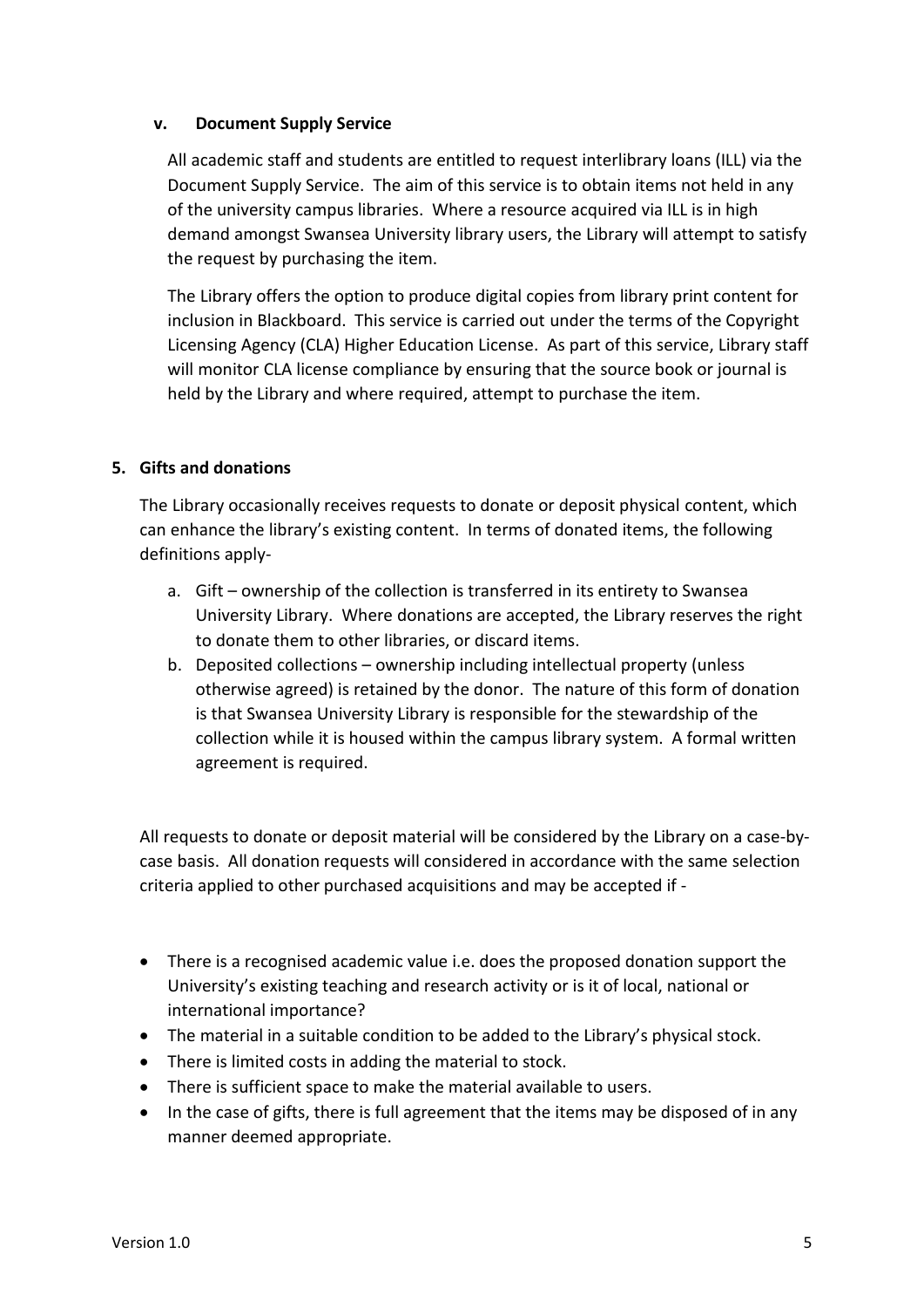### v. Document Supply Service

All academic staff and students are entitled to request interlibrary loans (ILL) via the Document Supply Service. The aim of this service is to obtain items not held in any of the university campus libraries. Where a resource acquired via ILL is in high demand amongst Swansea University library users, the Library will attempt to satisfy the request by purchasing the item.

The Library offers the option to produce digital copies from library print content for inclusion in Blackboard. This service is carried out under the terms of the Copyright Licensing Agency (CLA) Higher Education License. As part of this service, Library staff will monitor CLA license compliance by ensuring that the source book or journal is held by the Library and where required, attempt to purchase the item.

## 5. Gifts and donations

The Library occasionally receives requests to donate or deposit physical content, which can enhance the library's existing content. In terms of donated items, the following definitions apply-

a. Gift – ownership of the collection is transferred in its entirety to Swansea University Library. Where donations are accepted, the Library reserves the right to donate them to other libraries, or discard items.
b. Deposited collections – ownership including intellectual property (unless otherwise agreed) is retained by the donor. The nature of this form of donation is that Swansea University Library is responsible for the stewardship of the collection while it is housed within the campus library system. A formal written agreement is required.

All requests to donate or deposit material will be considered by the Library on a case-by-case basis. All donation requests will considered in accordance with the same selection criteria applied to other purchased acquisitions and may be accepted if -

- There is a recognised academic value i.e. does the proposed donation support the University's existing teaching and research activity or is it of local, national or international importance?
- The material in a suitable condition to be added to the Library's physical stock.
- There is limited costs in adding the material to stock.
- There is sufficient space to make the material available to users.
- In the case of gifts, there is full agreement that the items may be disposed of in any manner deemed appropriate.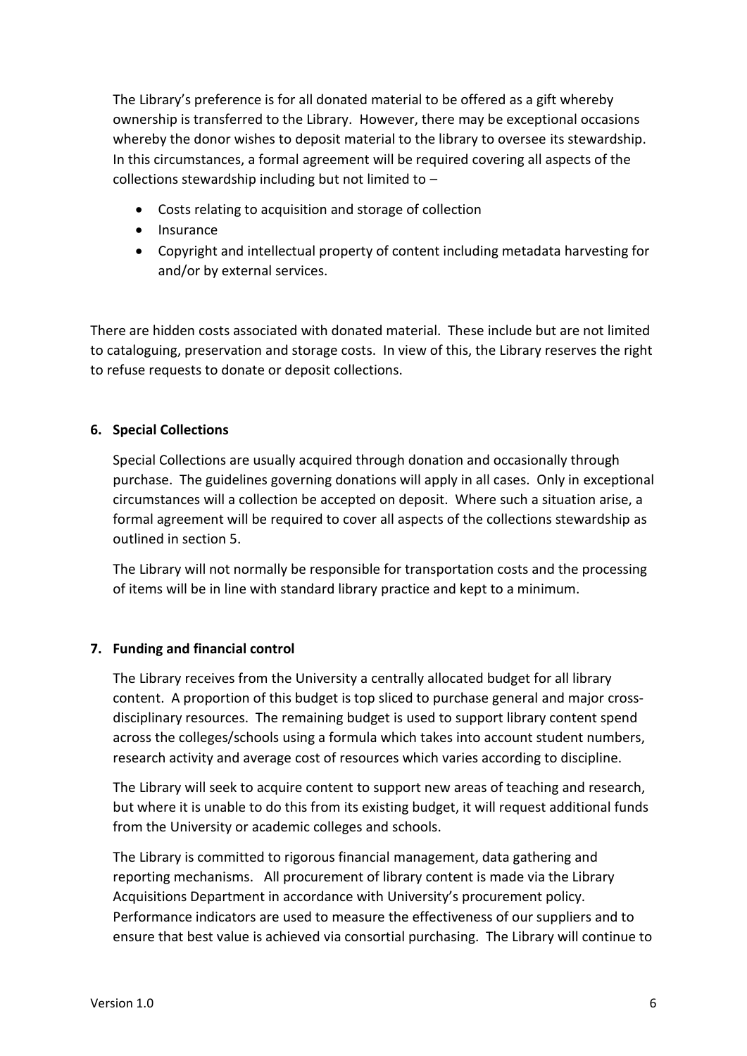The Library's preference is for all donated material to be offered as a gift whereby ownership is transferred to the Library. However, there may be exceptional occasions whereby the donor wishes to deposit material to the library to oversee its stewardship. In this circumstances, a formal agreement will be required covering all aspects of the collections stewardship including but not limited to –

- Costs relating to acquisition and storage of collection
- Insurance
- Copyright and intellectual property of content including metadata harvesting for and/or by external services.

There are hidden costs associated with donated material. These include but are not limited to cataloguing, preservation and storage costs. In view of this, the Library reserves the right to refuse requests to donate or deposit collections.

## 6. Special Collections

Special Collections are usually acquired through donation and occasionally through purchase. The guidelines governing donations will apply in all cases. Only in exceptional circumstances will a collection be accepted on deposit. Where such a situation arise, a formal agreement will be required to cover all aspects of the collections stewardship as outlined in section 5.

The Library will not normally be responsible for transportation costs and the processing of items will be in line with standard library practice and kept to a minimum.

## 7. Funding and financial control

The Library receives from the University a centrally allocated budget for all library content. A proportion of this budget is top sliced to purchase general and major cross-disciplinary resources. The remaining budget is used to support library content spend across the colleges/schools using a formula which takes into account student numbers, research activity and average cost of resources which varies according to discipline.

The Library will seek to acquire content to support new areas of teaching and research, but where it is unable to do this from its existing budget, it will request additional funds from the University or academic colleges and schools.

The Library is committed to rigorous financial management, data gathering and reporting mechanisms. All procurement of library content is made via the Library Acquisitions Department in accordance with University's procurement policy. Performance indicators are used to measure the effectiveness of our suppliers and to ensure that best value is achieved via consortial purchasing. The Library will continue to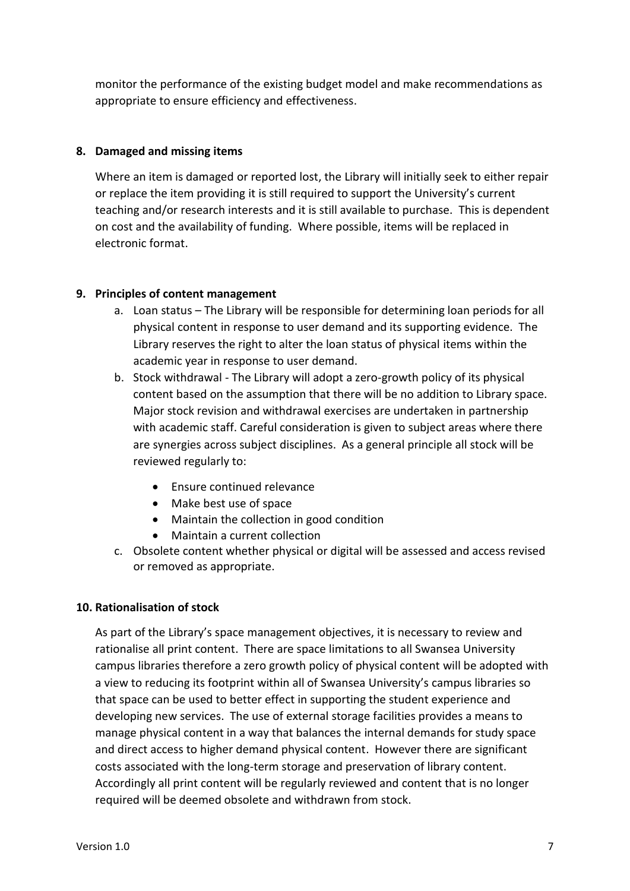monitor the performance of the existing budget model and make recommendations as appropriate to ensure efficiency and effectiveness.

## 8. Damaged and missing items

Where an item is damaged or reported lost, the Library will initially seek to either repair or replace the item providing it is still required to support the University's current teaching and/or research interests and it is still available to purchase. This is dependent on cost and the availability of funding. Where possible, items will be replaced in electronic format.

## 9. Principles of content management

a. Loan status – The Library will be responsible for determining loan periods for all physical content in response to user demand and its supporting evidence. The Library reserves the right to alter the loan status of physical items within the academic year in response to user demand.

b. Stock withdrawal - The Library will adopt a zero-growth policy of its physical content based on the assumption that there will be no addition to Library space. Major stock revision and withdrawal exercises are undertaken in partnership with academic staff. Careful consideration is given to subject areas where there are synergies across subject disciplines. As a general principle all stock will be reviewed regularly to:

   - Ensure continued relevance
   - Make best use of space
   - Maintain the collection in good condition
   - Maintain a current collection

c. Obsolete content whether physical or digital will be assessed and access revised or removed as appropriate.

## 10. Rationalisation of stock

As part of the Library's space management objectives, it is necessary to review and rationalise all print content. There are space limitations to all Swansea University campus libraries therefore a zero growth policy of physical content will be adopted with a view to reducing its footprint within all of Swansea University's campus libraries so that space can be used to better effect in supporting the student experience and developing new services. The use of external storage facilities provides a means to manage physical content in a way that balances the internal demands for study space and direct access to higher demand physical content. However there are significant costs associated with the long-term storage and preservation of library content. Accordingly all print content will be regularly reviewed and content that is no longer required will be deemed obsolete and withdrawn from stock.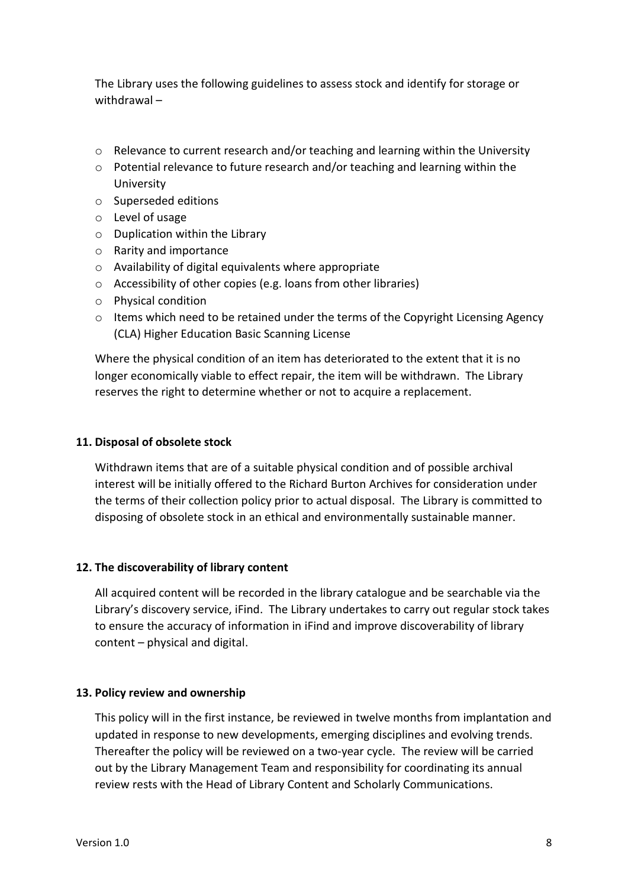The Library uses the following guidelines to assess stock and identify for storage or withdrawal –

- Relevance to current research and/or teaching and learning within the University
- Potential relevance to future research and/or teaching and learning within the University
- Superseded editions
- Level of usage
- Duplication within the Library
- Rarity and importance
- Availability of digital equivalents where appropriate
- Accessibility of other copies (e.g. loans from other libraries)
- Physical condition
- Items which need to be retained under the terms of the Copyright Licensing Agency (CLA) Higher Education Basic Scanning License

Where the physical condition of an item has deteriorated to the extent that it is no longer economically viable to effect repair, the item will be withdrawn. The Library reserves the right to determine whether or not to acquire a replacement.

## 11. Disposal of obsolete stock

Withdrawn items that are of a suitable physical condition and of possible archival interest will be initially offered to the Richard Burton Archives for consideration under the terms of their collection policy prior to actual disposal. The Library is committed to disposing of obsolete stock in an ethical and environmentally sustainable manner.

## 12. The discoverability of library content

All acquired content will be recorded in the library catalogue and be searchable via the Library's discovery service, iFind. The Library undertakes to carry out regular stock takes to ensure the accuracy of information in iFind and improve discoverability of library content – physical and digital.

## 13. Policy review and ownership

This policy will in the first instance, be reviewed in twelve months from implantation and updated in response to new developments, emerging disciplines and evolving trends. Thereafter the policy will be reviewed on a two-year cycle. The review will be carried out by the Library Management Team and responsibility for coordinating its annual review rests with the Head of Library Content and Scholarly Communications.

Version 1.0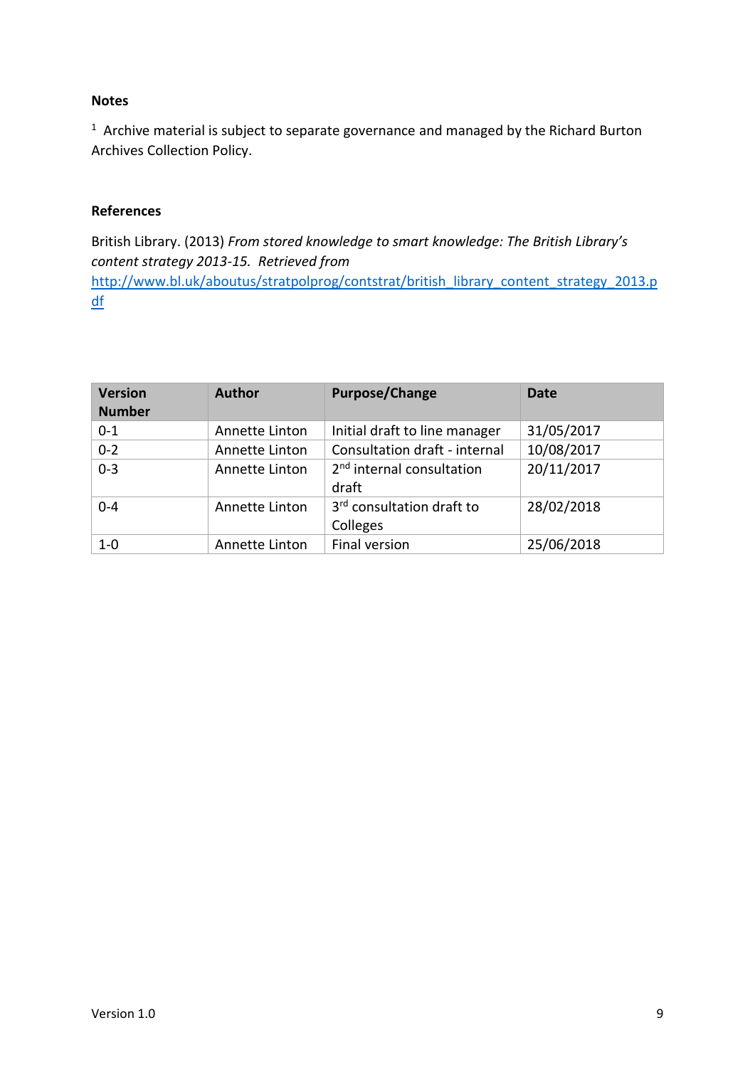**Notes**

[1] Archive material is subject to separate governance and managed by the Richard Burton Archives Collection Policy.

**References**

British Library. (2013) *From stored knowledge to smart knowledge: The British Library's content strategy 2013-15. Retrieved from* http://www.bl.uk/aboutus/stratpolprog/contstrat/british_library_content_strategy_2013.pdf

| Version Number | Author | Purpose/Change | Date |
|---|---|---|---|
| 0-1 | Annette Linton | Initial draft to line manager | 31/05/2017 |
| 0-2 | Annette Linton | Consultation draft - internal | 10/08/2017 |
| 0-3 | Annette Linton | 2nd internal consultation draft | 20/11/2017 |
| 0-4 | Annette Linton | 3rd consultation draft to Colleges | 28/02/2018 |
| 1-0 | Annette Linton | Final version | 25/06/2018 |

Version 1.0